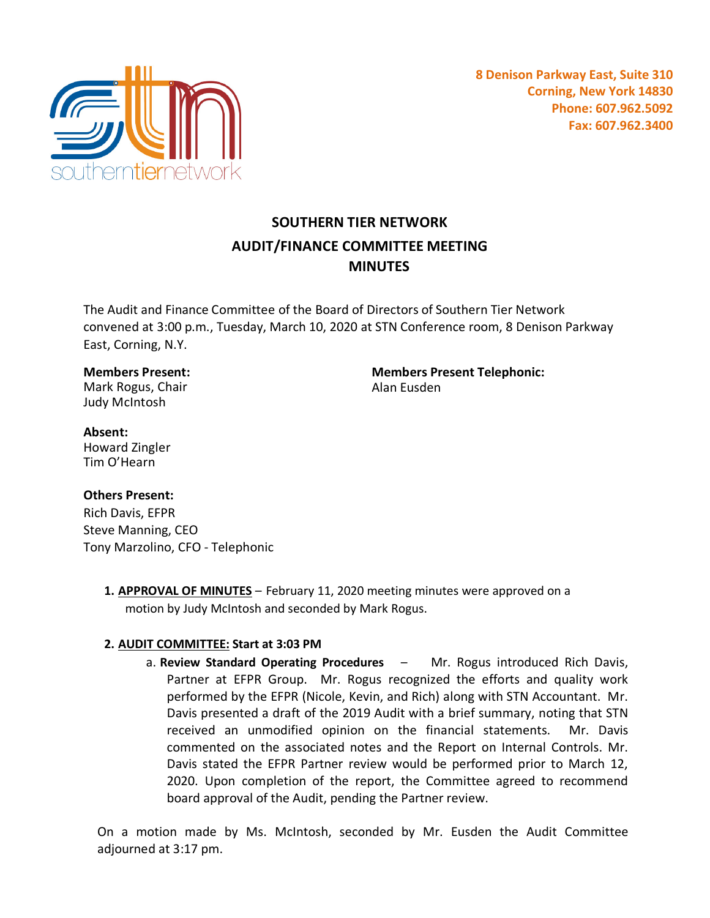8 Denison Parkway East, Suite 310
Corning, New York 14830
Phone: 607.962.5092
Fax: 607.962.3400

# SOUTHERN TIER NETWORK
## AUDIT/FINANCE COMMITTEE MEETING
## MINUTES

The Audit and Finance Committee of the Board of Directors of Southern Tier Network convened at 3:00 p.m., Tuesday, March 10, 2020 at STN Conference room, 8 Denison Parkway East, Corning, N.Y.

**Members Present:**
Mark Rogus, Chair
Judy McIntosh

**Members Present Telephonic:**
Alan Eusden

**Absent:**
Howard Zingler
Tim O'Hearn

**Others Present:**
Rich Davis, EFPR
Steve Manning, CEO
Tony Marzolino, CFO - Telephonic

1. **APPROVAL OF MINUTES** – February 11, 2020 meeting minutes were approved on a motion by Judy McIntosh and seconded by Mark Rogus.

2. **AUDIT COMMITTEE: Start at 3:03 PM**
   a. **Review Standard Operating Procedures** – Mr. Rogus introduced Rich Davis, Partner at EFPR Group. Mr. Rogus recognized the efforts and quality work performed by the EFPR (Nicole, Kevin, and Rich) along with STN Accountant. Mr. Davis presented a draft of the 2019 Audit with a brief summary, noting that STN received an unmodified opinion on the financial statements. Mr. Davis commented on the associated notes and the Report on Internal Controls. Mr. Davis stated the EFPR Partner review would be performed prior to March 12, 2020. Upon completion of the report, the Committee agreed to recommend board approval of the Audit, pending the Partner review.

On a motion made by Ms. McIntosh, seconded by Mr. Eusden the Audit Committee adjourned at 3:17 pm.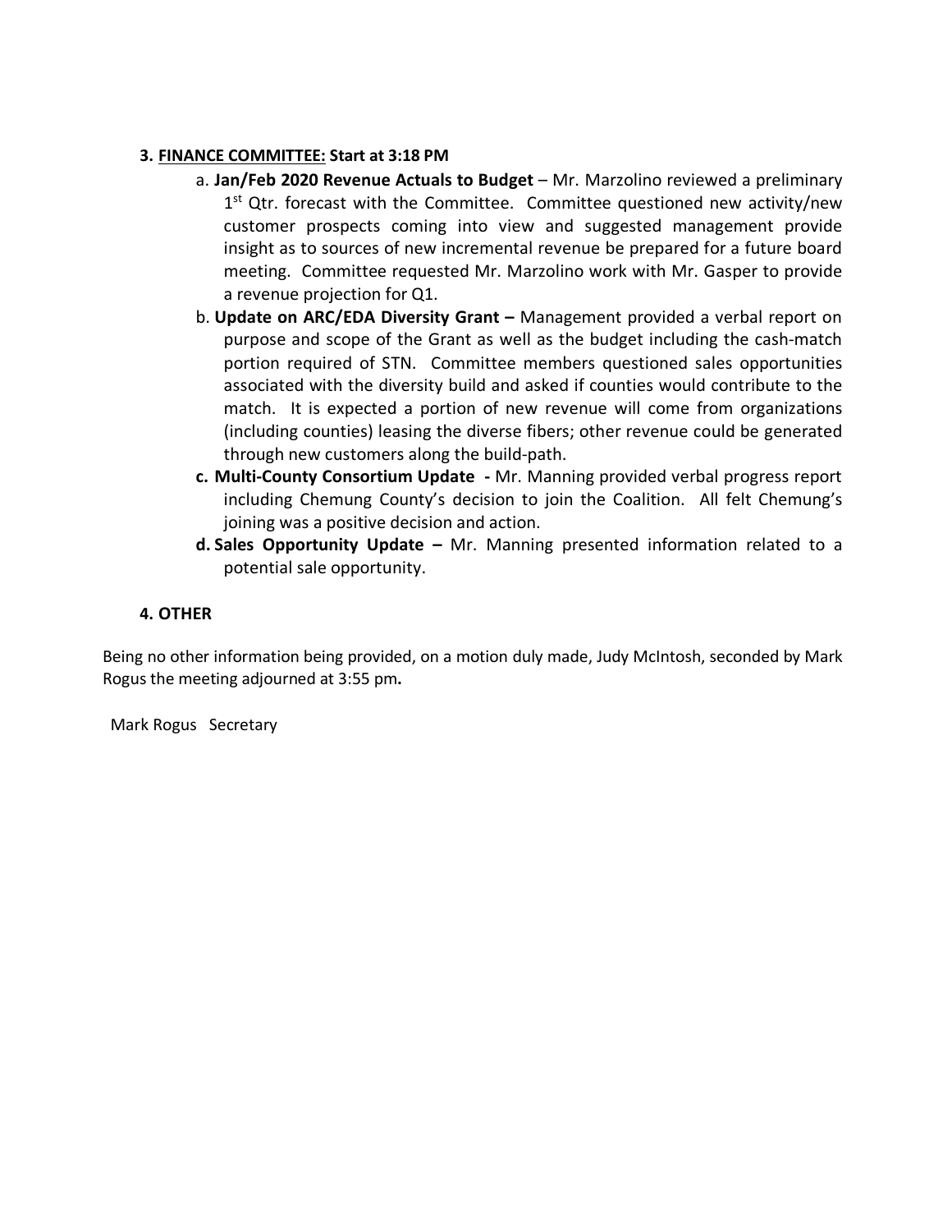**3. <u>FINANCE COMMITTEE:</u> Start at 3:18 PM**

a. **Jan/Feb 2020 Revenue Actuals to Budget** – Mr. Marzolino reviewed a preliminary 1st Qtr. forecast with the Committee. Committee questioned new activity/new customer prospects coming into view and suggested management provide insight as to sources of new incremental revenue be prepared for a future board meeting. Committee requested Mr. Marzolino work with Mr. Gasper to provide a revenue projection for Q1.

b. **Update on ARC/EDA Diversity Grant –** Management provided a verbal report on purpose and scope of the Grant as well as the budget including the cash-match portion required of STN. Committee members questioned sales opportunities associated with the diversity build and asked if counties would contribute to the match. It is expected a portion of new revenue will come from organizations (including counties) leasing the diverse fibers; other revenue could be generated through new customers along the build-path.

**c. Multi-County Consortium Update -** Mr. Manning provided verbal progress report including Chemung County's decision to join the Coalition. All felt Chemung's joining was a positive decision and action.

**d. Sales Opportunity Update –** Mr. Manning presented information related to a potential sale opportunity.

**4. OTHER**

Being no other information being provided, on a motion duly made, Judy McIntosh, seconded by Mark Rogus the meeting adjourned at 3:55 pm**.**

Mark Rogus Secretary